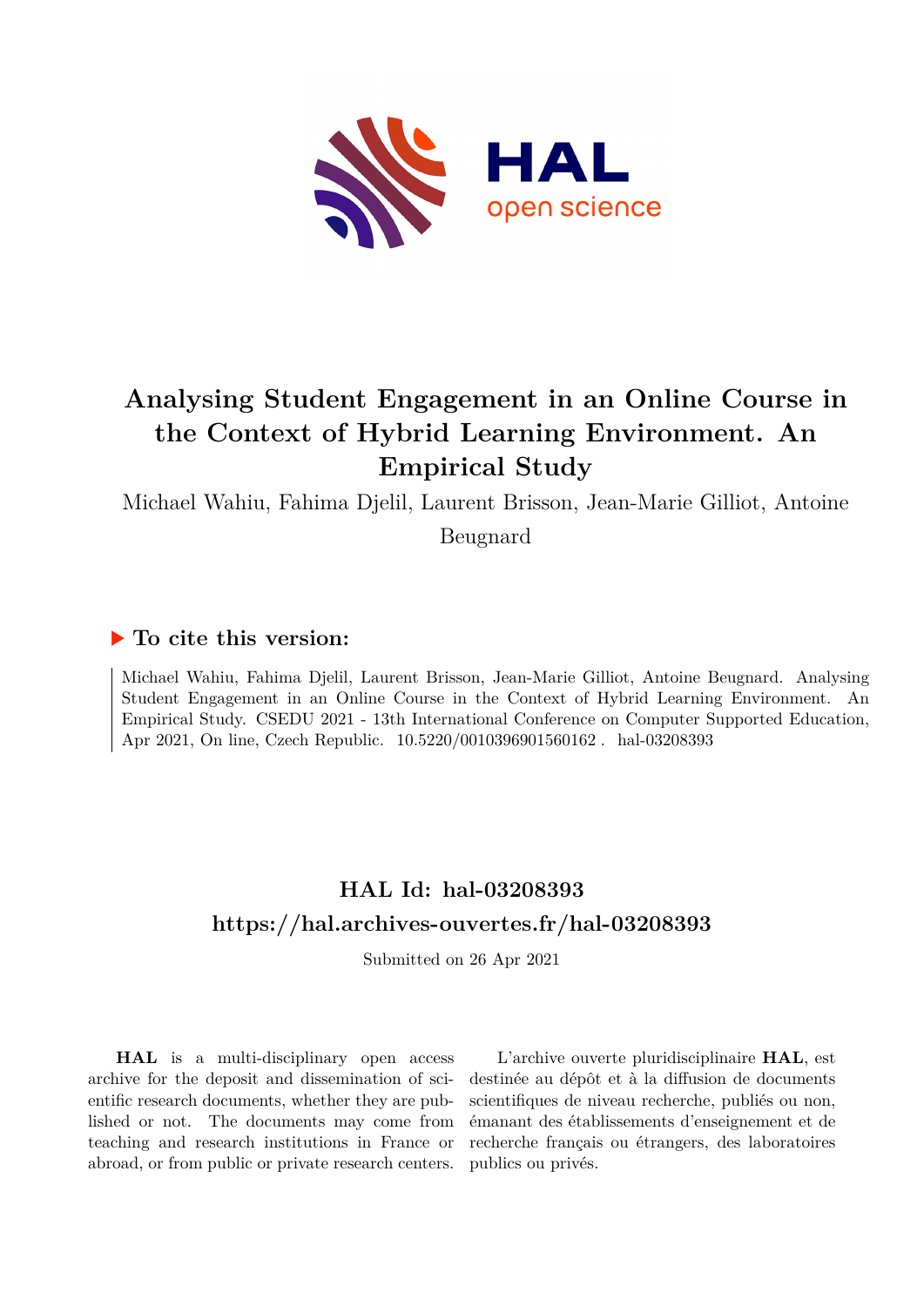# Analysing Student Engagement in an Online Course in the Context of Hybrid Learning Environment. An Empirical Study

Michael Wahiu, Fahima Djelil, Laurent Brisson, Jean-Marie Gilliot, Antoine Beugnard

## ▶ To cite this version:

Michael Wahiu, Fahima Djelil, Laurent Brisson, Jean-Marie Gilliot, Antoine Beugnard. Analysing Student Engagement in an Online Course in the Context of Hybrid Learning Environment. An Empirical Study. CSEDU 2021 - 13th International Conference on Computer Supported Education, Apr 2021, On line, Czech Republic. 10.5220/0010396901560162 . hal-03208393

## HAL Id: hal-03208393

## https://hal.archives-ouvertes.fr/hal-03208393

Submitted on 26 Apr 2021

**HAL** is a multi-disciplinary open access archive for the deposit and dissemination of scientific research documents, whether they are published or not. The documents may come from teaching and research institutions in France or abroad, or from public or private research centers.

L'archive ouverte pluridisciplinaire **HAL**, est destinée au dépôt et à la diffusion de documents scientifiques de niveau recherche, publiés ou non, émanant des établissements d'enseignement et de recherche français ou étrangers, des laboratoires publics ou privés.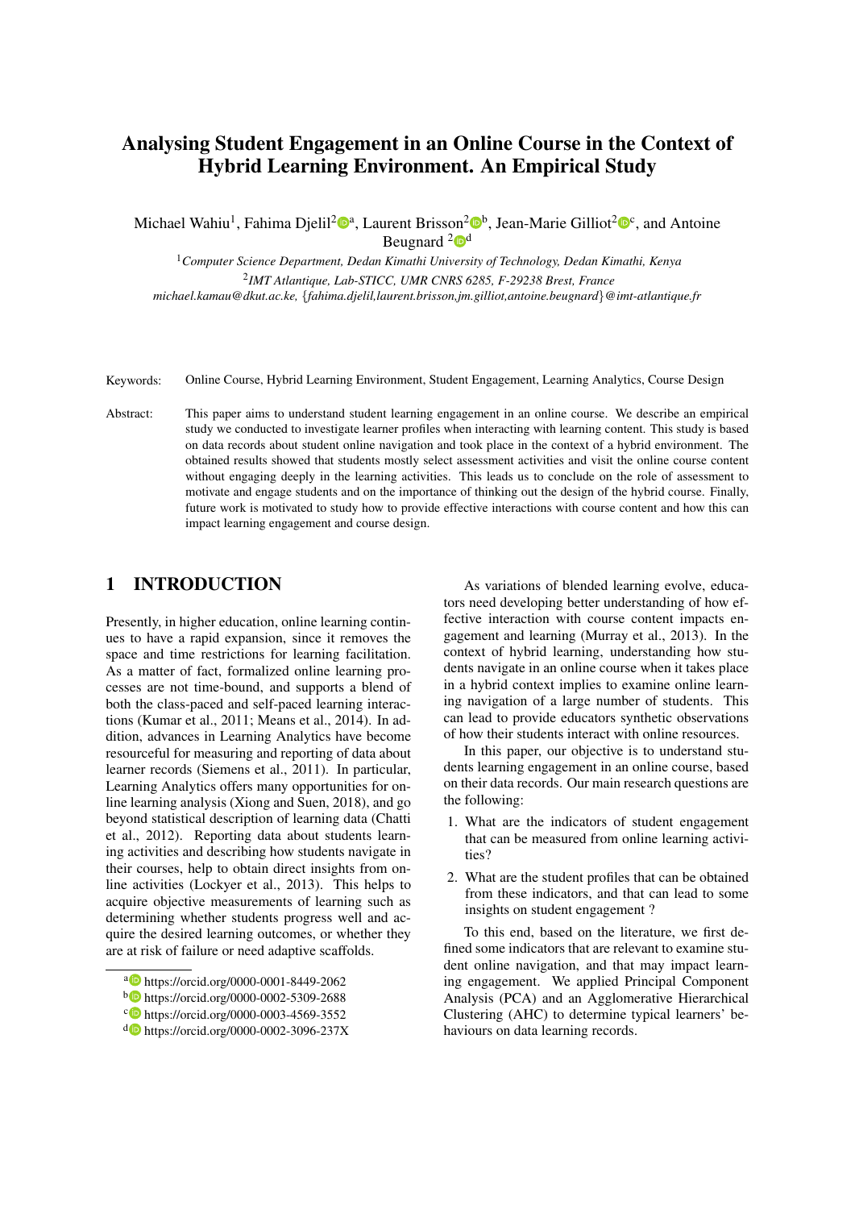# Analysing Student Engagement in an Online Course in the Context of Hybrid Learning Environment. An Empirical Study

Michael Wahiu[1], Fahima Djelil[2][a], Laurent Brisson[2][b], Jean-Marie Gilliot[2][c], and Antoine Beugnard [2][d]

[1]*Computer Science Department, Dedan Kimathi University of Technology, Dedan Kimathi, Kenya*

[2]*IMT Atlantique, Lab-STICC, UMR CNRS 6285, F-29238 Brest, France*

*michael.kamau@dkut.ac.ke, {fahima.djelil,laurent.brisson,jm.gilliot,antoine.beugnard}@imt-atlantique.fr*

Keywords: Online Course, Hybrid Learning Environment, Student Engagement, Learning Analytics, Course Design

Abstract: This paper aims to understand student learning engagement in an online course. We describe an empirical study we conducted to investigate learner profiles when interacting with learning content. This study is based on data records about student online navigation and took place in the context of a hybrid environment. The obtained results showed that students mostly select assessment activities and visit the online course content without engaging deeply in the learning activities. This leads us to conclude on the role of assessment to motivate and engage students and on the importance of thinking out the design of the hybrid course. Finally, future work is motivated to study how to provide effective interactions with course content and how this can impact learning engagement and course design.

## 1 INTRODUCTION

Presently, in higher education, online learning continues to have a rapid expansion, since it removes the space and time restrictions for learning facilitation. As a matter of fact, formalized online learning processes are not time-bound, and supports a blend of both the class-paced and self-paced learning interactions (Kumar et al., 2011; Means et al., 2014). In addition, advances in Learning Analytics have become resourceful for measuring and reporting of data about learner records (Siemens et al., 2011). In particular, Learning Analytics offers many opportunities for online learning analysis (Xiong and Suen, 2018), and go beyond statistical description of learning data (Chatti et al., 2012). Reporting data about students learning activities and describing how students navigate in their courses, help to obtain direct insights from online activities (Lockyer et al., 2013). This helps to acquire objective measurements of learning such as determining whether students progress well and acquire the desired learning outcomes, or whether they are at risk of failure or need adaptive scaffolds.

As variations of blended learning evolve, educators need developing better understanding of how effective interaction with course content impacts engagement and learning (Murray et al., 2013). In the context of hybrid learning, understanding how students navigate in an online course when it takes place in a hybrid context implies to examine online learning navigation of a large number of students. This can lead to provide educators synthetic observations of how their students interact with online resources.

In this paper, our objective is to understand students learning engagement in an online course, based on their data records. Our main research questions are the following:

1. What are the indicators of student engagement that can be measured from online learning activities?
2. What are the student profiles that can be obtained from these indicators, and that can lead to some insights on student engagement ?

To this end, based on the literature, we first defined some indicators that are relevant to examine student online navigation, and that may impact learning engagement. We applied Principal Component Analysis (PCA) and an Agglomerative Hierarchical Clustering (AHC) to determine typical learners' behaviours on data learning records.

[a] https://orcid.org/0000-0001-8449-2062
[b] https://orcid.org/0000-0002-5309-2688
[c] https://orcid.org/0000-0003-4569-3552
[d] https://orcid.org/0000-0002-3096-237X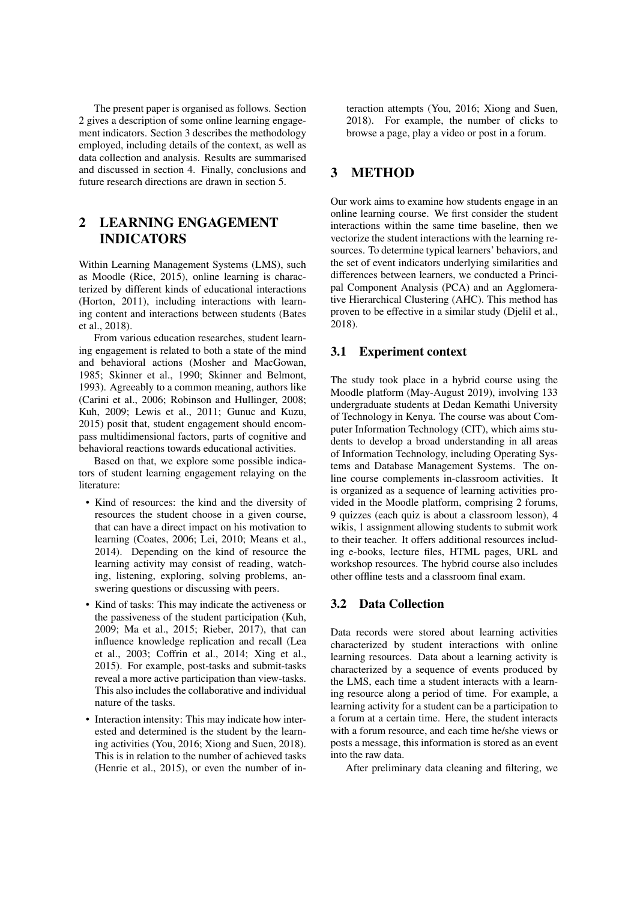The present paper is organised as follows. Section 2 gives a description of some online learning engagement indicators. Section 3 describes the methodology employed, including details of the context, as well as data collection and analysis. Results are summarised and discussed in section 4. Finally, conclusions and future research directions are drawn in section 5.

## 2 LEARNING ENGAGEMENT INDICATORS

Within Learning Management Systems (LMS), such as Moodle (Rice, 2015), online learning is characterized by different kinds of educational interactions (Horton, 2011), including interactions with learning content and interactions between students (Bates et al., 2018).

From various education researches, student learning engagement is related to both a state of the mind and behavioral actions (Mosher and MacGowan, 1985; Skinner et al., 1990; Skinner and Belmont, 1993). Agreeably to a common meaning, authors like (Carini et al., 2006; Robinson and Hullinger, 2008; Kuh, 2009; Lewis et al., 2011; Gunuc and Kuzu, 2015) posit that, student engagement should encompass multidimensional factors, parts of cognitive and behavioral reactions towards educational activities.

Based on that, we explore some possible indicators of student learning engagement relaying on the literature:

- Kind of resources: the kind and the diversity of resources the student choose in a given course, that can have a direct impact on his motivation to learning (Coates, 2006; Lei, 2010; Means et al., 2014). Depending on the kind of resource the learning activity may consist of reading, watching, listening, exploring, solving problems, answering questions or discussing with peers.
- Kind of tasks: This may indicate the activeness or the passiveness of the student participation (Kuh, 2009; Ma et al., 2015; Rieber, 2017), that can influence knowledge replication and recall (Lea et al., 2003; Coffrin et al., 2014; Xing et al., 2015). For example, post-tasks and submit-tasks reveal a more active participation than view-tasks. This also includes the collaborative and individual nature of the tasks.
- Interaction intensity: This may indicate how interested and determined is the student by the learning activities (You, 2016; Xiong and Suen, 2018). This is in relation to the number of achieved tasks (Henrie et al., 2015), or even the number of interaction attempts (You, 2016; Xiong and Suen, 2018). For example, the number of clicks to browse a page, play a video or post in a forum.

## 3 METHOD

Our work aims to examine how students engage in an online learning course. We first consider the student interactions within the same time baseline, then we vectorize the student interactions with the learning resources. To determine typical learners' behaviors, and the set of event indicators underlying similarities and differences between learners, we conducted a Principal Component Analysis (PCA) and an Agglomerative Hierarchical Clustering (AHC). This method has proven to be effective in a similar study (Djelil et al., 2018).

### 3.1 Experiment context

The study took place in a hybrid course using the Moodle platform (May-August 2019), involving 133 undergraduate students at Dedan Kemathi University of Technology in Kenya. The course was about Computer Information Technology (CIT), which aims students to develop a broad understanding in all areas of Information Technology, including Operating Systems and Database Management Systems. The online course complements in-classroom activities. It is organized as a sequence of learning activities provided in the Moodle platform, comprising 2 forums, 9 quizzes (each quiz is about a classroom lesson), 4 wikis, 1 assignment allowing students to submit work to their teacher. It offers additional resources including e-books, lecture files, HTML pages, URL and workshop resources. The hybrid course also includes other offline tests and a classroom final exam.

### 3.2 Data Collection

Data records were stored about learning activities characterized by student interactions with online learning resources. Data about a learning activity is characterized by a sequence of events produced by the LMS, each time a student interacts with a learning resource along a period of time. For example, a learning activity for a student can be a participation to a forum at a certain time. Here, the student interacts with a forum resource, and each time he/she views or posts a message, this information is stored as an event into the raw data.

After preliminary data cleaning and filtering, we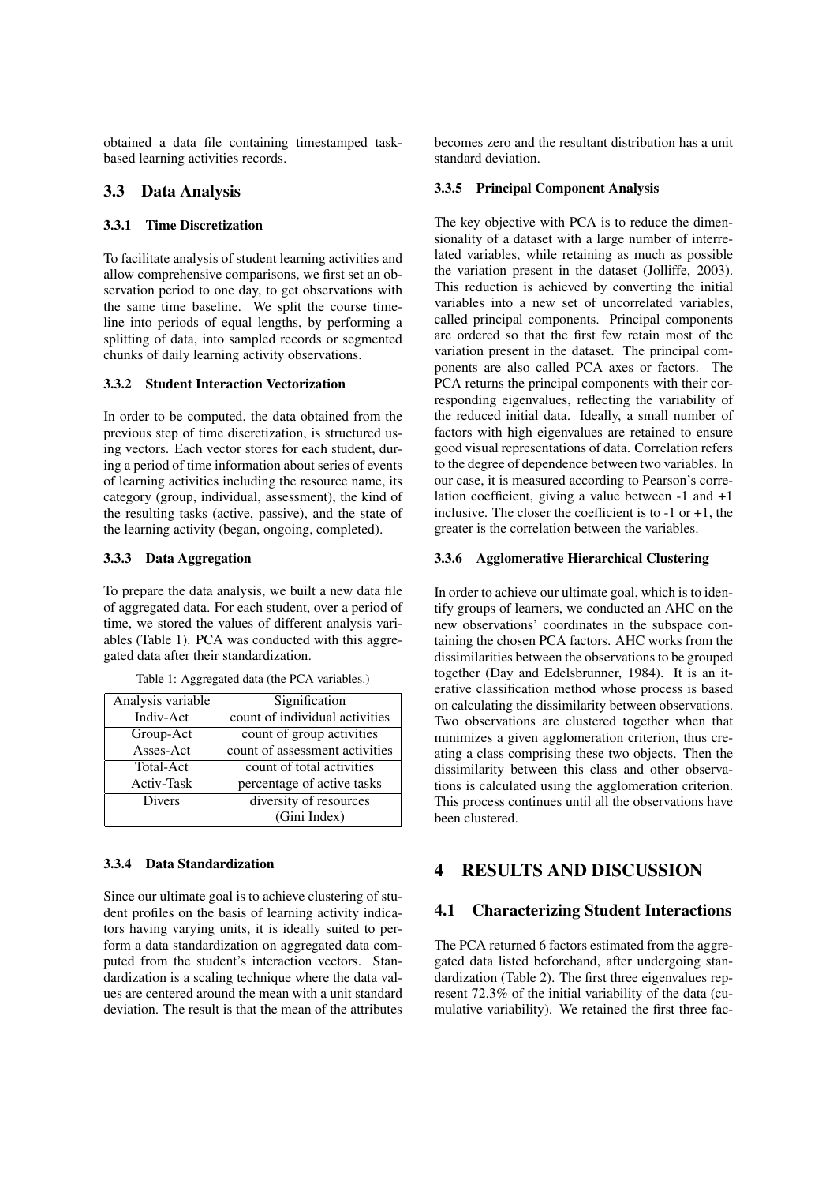obtained a data file containing timestamped task-based learning activities records.

## 3.3 Data Analysis

### 3.3.1 Time Discretization

To facilitate analysis of student learning activities and allow comprehensive comparisons, we first set an observation period to one day, to get observations with the same time baseline. We split the course timeline into periods of equal lengths, by performing a splitting of data, into sampled records or segmented chunks of daily learning activity observations.

### 3.3.2 Student Interaction Vectorization

In order to be computed, the data obtained from the previous step of time discretization, is structured using vectors. Each vector stores for each student, during a period of time information about series of events of learning activities including the resource name, its category (group, individual, assessment), the kind of the resulting tasks (active, passive), and the state of the learning activity (began, ongoing, completed).

### 3.3.3 Data Aggregation

To prepare the data analysis, we built a new data file of aggregated data. For each student, over a period of time, we stored the values of different analysis variables (Table 1). PCA was conducted with this aggregated data after their standardization.

Table 1: Aggregated data (the PCA variables.)

| Analysis variable | Signification |
|---|---|
| Indiv-Act | count of individual activities |
| Group-Act | count of group activities |
| Asses-Act | count of assessment activities |
| Total-Act | count of total activities |
| Activ-Task | percentage of active tasks |
| Divers | diversity of resources (Gini Index) |

### 3.3.4 Data Standardization

Since our ultimate goal is to achieve clustering of student profiles on the basis of learning activity indicators having varying units, it is ideally suited to perform a data standardization on aggregated data computed from the student's interaction vectors. Standardization is a scaling technique where the data values are centered around the mean with a unit standard deviation. The result is that the mean of the attributes becomes zero and the resultant distribution has a unit standard deviation.

### 3.3.5 Principal Component Analysis

The key objective with PCA is to reduce the dimensionality of a dataset with a large number of interrelated variables, while retaining as much as possible the variation present in the dataset (Jolliffe, 2003). This reduction is achieved by converting the initial variables into a new set of uncorrelated variables, called principal components. Principal components are ordered so that the first few retain most of the variation present in the dataset. The principal components are also called PCA axes or factors. The PCA returns the principal components with their corresponding eigenvalues, reflecting the variability of the reduced initial data. Ideally, a small number of factors with high eigenvalues are retained to ensure good visual representations of data. Correlation refers to the degree of dependence between two variables. In our case, it is measured according to Pearson's correlation coefficient, giving a value between -1 and +1 inclusive. The closer the coefficient is to -1 or +1, the greater is the correlation between the variables.

### 3.3.6 Agglomerative Hierarchical Clustering

In order to achieve our ultimate goal, which is to identify groups of learners, we conducted an AHC on the new observations' coordinates in the subspace containing the chosen PCA factors. AHC works from the dissimilarities between the observations to be grouped together (Day and Edelsbrunner, 1984). It is an iterative classification method whose process is based on calculating the dissimilarity between observations. Two observations are clustered together when that minimizes a given agglomeration criterion, thus creating a class comprising these two objects. Then the dissimilarity between this class and other observations is calculated using the agglomeration criterion. This process continues until all the observations have been clustered.

# 4 RESULTS AND DISCUSSION

## 4.1 Characterizing Student Interactions

The PCA returned 6 factors estimated from the aggregated data listed beforehand, after undergoing standardization (Table 2). The first three eigenvalues represent 72.3% of the initial variability of the data (cumulative variability). We retained the first three fac-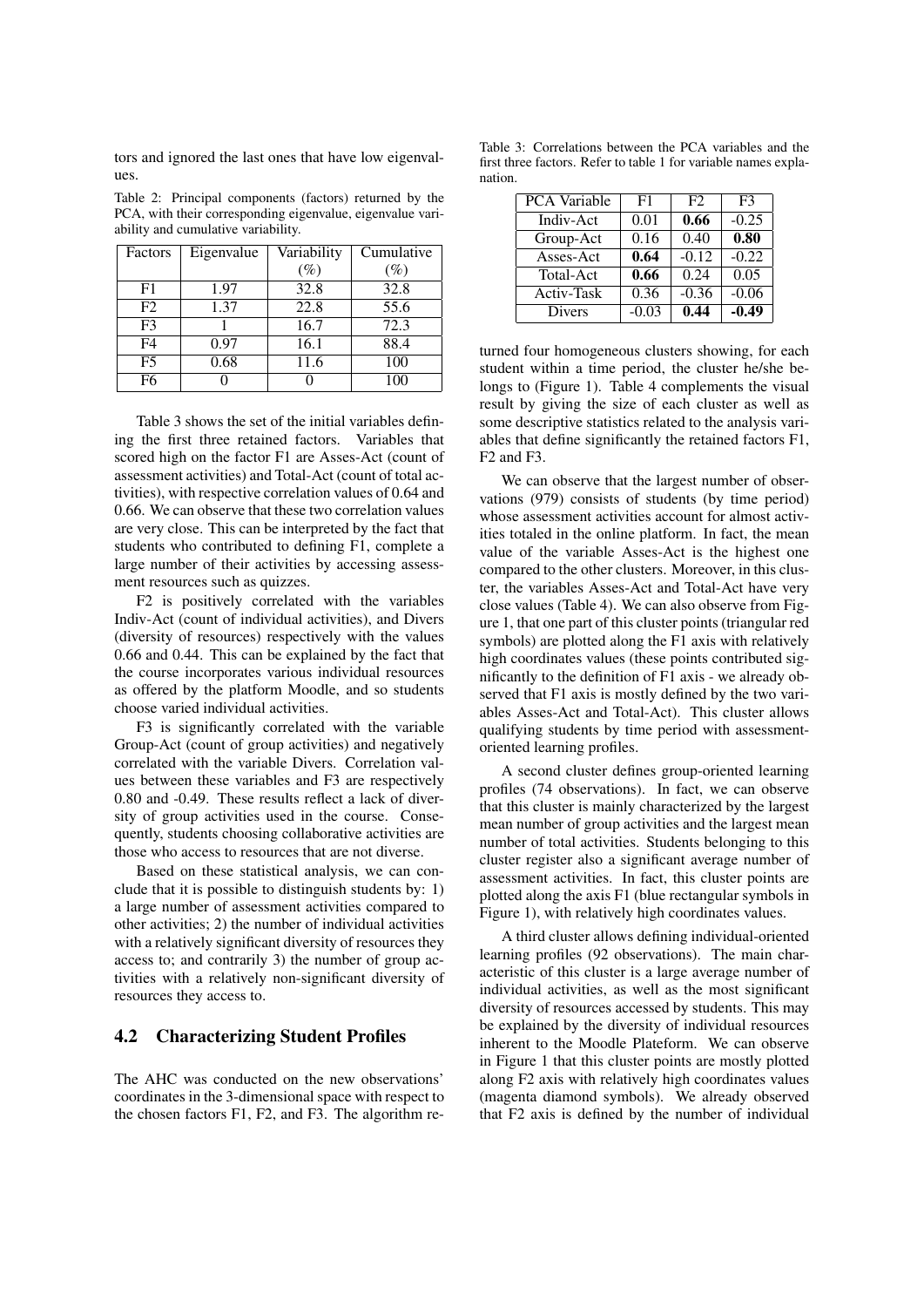tors and ignored the last ones that have low eigenvalues.

Table 2: Principal components (factors) returned by the PCA, with their corresponding eigenvalue, eigenvalue variability and cumulative variability.

| Factors | Eigenvalue | Variability (%) | Cumulative (%) |
|---|---|---|---|
| F1 | 1.97 | 32.8 | 32.8 |
| F2 | 1.37 | 22.8 | 55.6 |
| F3 | 1 | 16.7 | 72.3 |
| F4 | 0.97 | 16.1 | 88.4 |
| F5 | 0.68 | 11.6 | 100 |
| F6 | 0 | 0 | 100 |

Table 3 shows the set of the initial variables defining the first three retained factors. Variables that scored high on the factor F1 are Asses-Act (count of assessment activities) and Total-Act (count of total activities), with respective correlation values of 0.64 and 0.66. We can observe that these two correlation values are very close. This can be interpreted by the fact that students who contributed to defining F1, complete a large number of their activities by accessing assessment resources such as quizzes.

F2 is positively correlated with the variables Indiv-Act (count of individual activities), and Divers (diversity of resources) respectively with the values 0.66 and 0.44. This can be explained by the fact that the course incorporates various individual resources as offered by the platform Moodle, and so students choose varied individual activities.

F3 is significantly correlated with the variable Group-Act (count of group activities) and negatively correlated with the variable Divers. Correlation values between these variables and F3 are respectively 0.80 and -0.49. These results reflect a lack of diversity of group activities used in the course. Consequently, students choosing collaborative activities are those who access to resources that are not diverse.

Based on these statistical analysis, we can conclude that it is possible to distinguish students by: 1) a large number of assessment activities compared to other activities; 2) the number of individual activities with a relatively significant diversity of resources they access to; and contrarily 3) the number of group activities with a relatively non-significant diversity of resources they access to.

### 4.2 Characterizing Student Profiles

The AHC was conducted on the new observations' coordinates in the 3-dimensional space with respect to the chosen factors F1, F2, and F3. The algorithm returned four homogeneous clusters showing, for each student within a time period, the cluster he/she belongs to (Figure 1). Table 4 complements the visual result by giving the size of each cluster as well as some descriptive statistics related to the analysis variables that define significantly the retained factors F1, F2 and F3.

Table 3: Correlations between the PCA variables and the first three factors. Refer to table 1 for variable names explanation.

| PCA Variable | F1 | F2 | F3 |
|---|---|---|---|
| Indiv-Act | 0.01 | **0.66** | -0.25 |
| Group-Act | 0.16 | 0.40 | **0.80** |
| Asses-Act | **0.64** | -0.12 | -0.22 |
| Total-Act | **0.66** | 0.24 | 0.05 |
| Activ-Task | 0.36 | -0.36 | -0.06 |
| Divers | -0.03 | **0.44** | **-0.49** |

We can observe that the largest number of observations (979) consists of students (by time period) whose assessment activities account for almost activities totaled in the online platform. In fact, the mean value of the variable Asses-Act is the highest one compared to the other clusters. Moreover, in this cluster, the variables Asses-Act and Total-Act have very close values (Table 4). We can also observe from Figure 1, that one part of this cluster points (triangular red symbols) are plotted along the F1 axis with relatively high coordinates values (these points contributed significantly to the definition of F1 axis - we already observed that F1 axis is mostly defined by the two variables Asses-Act and Total-Act). This cluster allows qualifying students by time period with assessment-oriented learning profiles.

A second cluster defines group-oriented learning profiles (74 observations). In fact, we can observe that this cluster is mainly characterized by the largest mean number of group activities and the largest mean number of total activities. Students belonging to this cluster register also a significant average number of assessment activities. In fact, this cluster points are plotted along the axis F1 (blue rectangular symbols in Figure 1), with relatively high coordinates values.

A third cluster allows defining individual-oriented learning profiles (92 observations). The main characteristic of this cluster is a large average number of individual activities, as well as the most significant diversity of resources accessed by students. This may be explained by the diversity of individual resources inherent to the Moodle Plateform. We can observe in Figure 1 that this cluster points are mostly plotted along F2 axis with relatively high coordinates values (magenta diamond symbols). We already observed that F2 axis is defined by the number of individual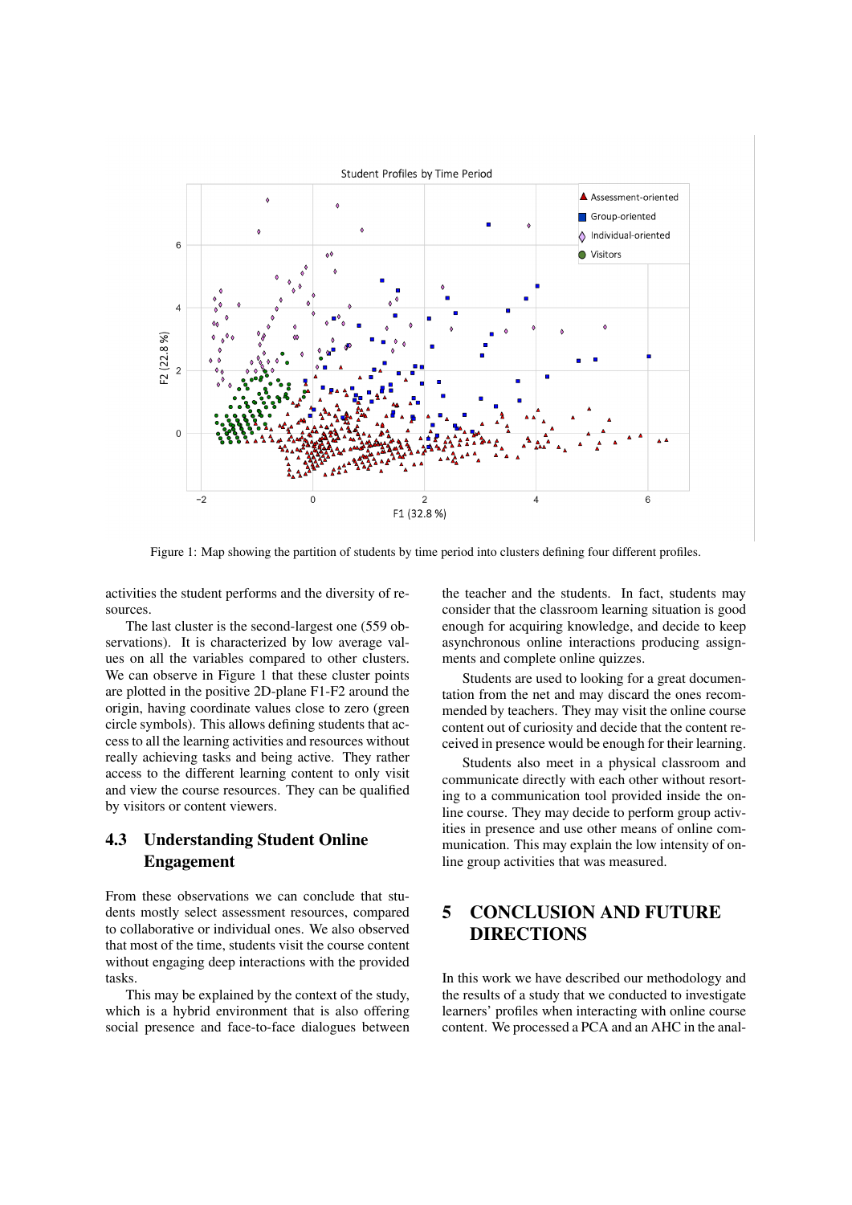Figure 1: Map showing the partition of students by time period into clusters defining four different profiles.

activities the student performs and the diversity of resources.

The last cluster is the second-largest one (559 observations). It is characterized by low average values on all the variables compared to other clusters. We can observe in Figure 1 that these cluster points are plotted in the positive 2D-plane F1-F2 around the origin, having coordinate values close to zero (green circle symbols). This allows defining students that access to all the learning activities and resources without really achieving tasks and being active. They rather access to the different learning content to only visit and view the course resources. They can be qualified by visitors or content viewers.

### 4.3 Understanding Student Online Engagement

From these observations we can conclude that students mostly select assessment resources, compared to collaborative or individual ones. We also observed that most of the time, students visit the course content without engaging deep interactions with the provided tasks.

This may be explained by the context of the study, which is a hybrid environment that is also offering social presence and face-to-face dialogues between the teacher and the students. In fact, students may consider that the classroom learning situation is good enough for acquiring knowledge, and decide to keep asynchronous online interactions producing assignments and complete online quizzes.

Students are used to looking for a great documentation from the net and may discard the ones recommended by teachers. They may visit the online course content out of curiosity and decide that the content received in presence would be enough for their learning.

Students also meet in a physical classroom and communicate directly with each other without resorting to a communication tool provided inside the online course. They may decide to perform group activities in presence and use other means of online communication. This may explain the low intensity of online group activities that was measured.

## 5 CONCLUSION AND FUTURE DIRECTIONS

In this work we have described our methodology and the results of a study that we conducted to investigate learners' profiles when interacting with online course content. We processed a PCA and an AHC in the anal-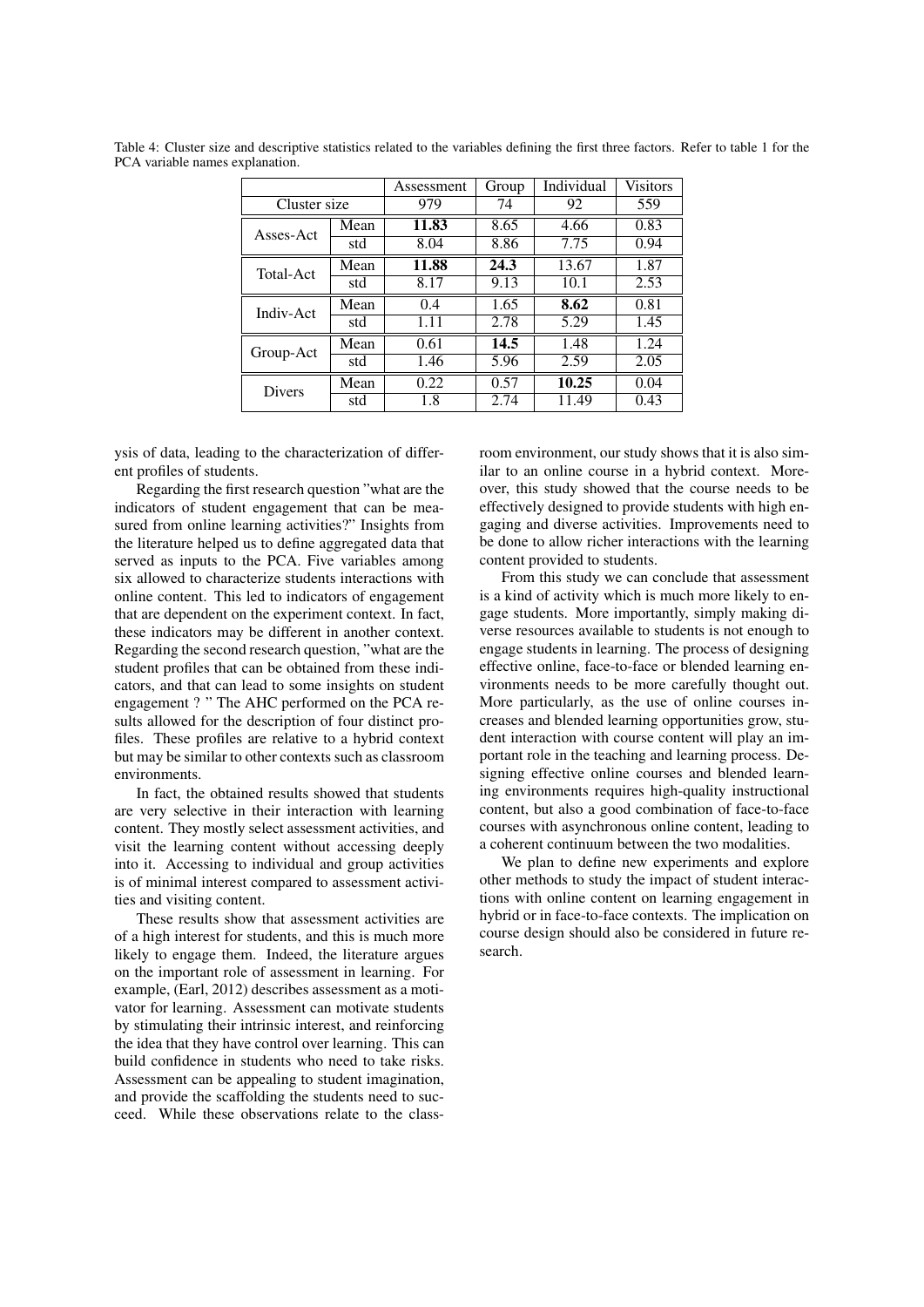Table 4: Cluster size and descriptive statistics related to the variables defining the first three factors. Refer to table 1 for the PCA variable names explanation.

| | | Assessment | Group | Individual | Visitors |
|---|---|---|---|---|---|
| Cluster size | | 979 | 74 | 92 | 559 |
| Asses-Act | Mean | **11.83** | 8.65 | 4.66 | 0.83 |
| | std | 8.04 | 8.86 | 7.75 | 0.94 |
| Total-Act | Mean | **11.88** | **24.3** | 13.67 | 1.87 |
| | std | 8.17 | 9.13 | 10.1 | 2.53 |
| Indiv-Act | Mean | 0.4 | 1.65 | **8.62** | 0.81 |
| | std | 1.11 | 2.78 | 5.29 | 1.45 |
| Group-Act | Mean | 0.61 | **14.5** | 1.48 | 1.24 |
| | std | 1.46 | 5.96 | 2.59 | 2.05 |
| Divers | Mean | 0.22 | 0.57 | **10.25** | 0.04 |
| | std | 1.8 | 2.74 | 11.49 | 0.43 |

ysis of data, leading to the characterization of different profiles of students.

Regarding the first research question "what are the indicators of student engagement that can be measured from online learning activities?" Insights from the literature helped us to define aggregated data that served as inputs to the PCA. Five variables among six allowed to characterize students interactions with online content. This led to indicators of engagement that are dependent on the experiment context. In fact, these indicators may be different in another context. Regarding the second research question, "what are the student profiles that can be obtained from these indicators, and that can lead to some insights on student engagement ? " The AHC performed on the PCA results allowed for the description of four distinct profiles. These profiles are relative to a hybrid context but may be similar to other contexts such as classroom environments.

In fact, the obtained results showed that students are very selective in their interaction with learning content. They mostly select assessment activities, and visit the learning content without accessing deeply into it. Accessing to individual and group activities is of minimal interest compared to assessment activities and visiting content.

These results show that assessment activities are of a high interest for students, and this is much more likely to engage them. Indeed, the literature argues on the important role of assessment in learning. For example, (Earl, 2012) describes assessment as a motivator for learning. Assessment can motivate students by stimulating their intrinsic interest, and reinforcing the idea that they have control over learning. This can build confidence in students who need to take risks. Assessment can be appealing to student imagination, and provide the scaffolding the students need to succeed. While these observations relate to the classroom environment, our study shows that it is also similar to an online course in a hybrid context. Moreover, this study showed that the course needs to be effectively designed to provide students with high engaging and diverse activities. Improvements need to be done to allow richer interactions with the learning content provided to students.

From this study we can conclude that assessment is a kind of activity which is much more likely to engage students. More importantly, simply making diverse resources available to students is not enough to engage students in learning. The process of designing effective online, face-to-face or blended learning environments needs to be more carefully thought out. More particularly, as the use of online courses increases and blended learning opportunities grow, student interaction with course content will play an important role in the teaching and learning process. Designing effective online courses and blended learning environments requires high-quality instructional content, but also a good combination of face-to-face courses with asynchronous online content, leading to a coherent continuum between the two modalities.

We plan to define new experiments and explore other methods to study the impact of student interactions with online content on learning engagement in hybrid or in face-to-face contexts. The implication on course design should also be considered in future research.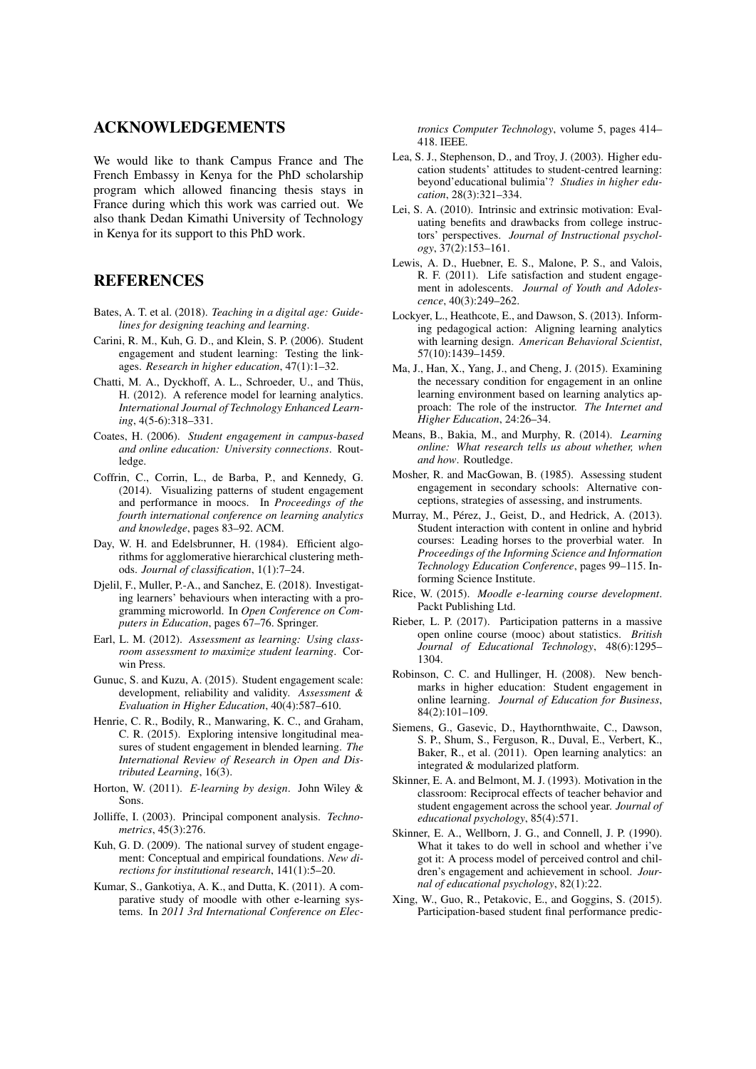## ACKNOWLEDGEMENTS

We would like to thank Campus France and The French Embassy in Kenya for the PhD scholarship program which allowed financing thesis stays in France during which this work was carried out. We also thank Dedan Kimathi University of Technology in Kenya for its support to this PhD work.

## REFERENCES

Bates, A. T. et al. (2018). *Teaching in a digital age: Guidelines for designing teaching and learning*.

Carini, R. M., Kuh, G. D., and Klein, S. P. (2006). Student engagement and student learning: Testing the linkages. *Research in higher education*, 47(1):1–32.

Chatti, M. A., Dyckhoff, A. L., Schroeder, U., and Thüs, H. (2012). A reference model for learning analytics. *International Journal of Technology Enhanced Learning*, 4(5-6):318–331.

Coates, H. (2006). *Student engagement in campus-based and online education: University connections*. Routledge.

Coffrin, C., Corrin, L., de Barba, P., and Kennedy, G. (2014). Visualizing patterns of student engagement and performance in moocs. In *Proceedings of the fourth international conference on learning analytics and knowledge*, pages 83–92. ACM.

Day, W. H. and Edelsbrunner, H. (1984). Efficient algorithms for agglomerative hierarchical clustering methods. *Journal of classification*, 1(1):7–24.

Djelil, F., Muller, P.-A., and Sanchez, E. (2018). Investigating learners' behaviours when interacting with a programming microworld. In *Open Conference on Computers in Education*, pages 67–76. Springer.

Earl, L. M. (2012). *Assessment as learning: Using classroom assessment to maximize student learning*. Corwin Press.

Gunuc, S. and Kuzu, A. (2015). Student engagement scale: development, reliability and validity. *Assessment & Evaluation in Higher Education*, 40(4):587–610.

Henrie, C. R., Bodily, R., Manwaring, K. C., and Graham, C. R. (2015). Exploring intensive longitudinal measures of student engagement in blended learning. *The International Review of Research in Open and Distributed Learning*, 16(3).

Horton, W. (2011). *E-learning by design*. John Wiley & Sons.

Jolliffe, I. (2003). Principal component analysis. *Technometrics*, 45(3):276.

Kuh, G. D. (2009). The national survey of student engagement: Conceptual and empirical foundations. *New directions for institutional research*, 141(1):5–20.

Kumar, S., Gankotiya, A. K., and Dutta, K. (2011). A comparative study of moodle with other e-learning systems. In *2011 3rd International Conference on Electronics Computer Technology*, volume 5, pages 414–418. IEEE.

Lea, S. J., Stephenson, D., and Troy, J. (2003). Higher education students' attitudes to student-centred learning: beyond'educational bulimia'? *Studies in higher education*, 28(3):321–334.

Lei, S. A. (2010). Intrinsic and extrinsic motivation: Evaluating benefits and drawbacks from college instructors' perspectives. *Journal of Instructional psychology*, 37(2):153–161.

Lewis, A. D., Huebner, E. S., Malone, P. S., and Valois, R. F. (2011). Life satisfaction and student engagement in adolescents. *Journal of Youth and Adolescence*, 40(3):249–262.

Lockyer, L., Heathcote, E., and Dawson, S. (2013). Informing pedagogical action: Aligning learning analytics with learning design. *American Behavioral Scientist*, 57(10):1439–1459.

Ma, J., Han, X., Yang, J., and Cheng, J. (2015). Examining the necessary condition for engagement in an online learning environment based on learning analytics approach: The role of the instructor. *The Internet and Higher Education*, 24:26–34.

Means, B., Bakia, M., and Murphy, R. (2014). *Learning online: What research tells us about whether, when and how*. Routledge.

Mosher, R. and MacGowan, B. (1985). Assessing student engagement in secondary schools: Alternative conceptions, strategies of assessing, and instruments.

Murray, M., Pérez, J., Geist, D., and Hedrick, A. (2013). Student interaction with content in online and hybrid courses: Leading horses to the proverbial water. In *Proceedings of the Informing Science and Information Technology Education Conference*, pages 99–115. Informing Science Institute.

Rice, W. (2015). *Moodle e-learning course development*. Packt Publishing Ltd.

Rieber, L. P. (2017). Participation patterns in a massive open online course (mooc) about statistics. *British Journal of Educational Technology*, 48(6):1295–1304.

Robinson, C. C. and Hullinger, H. (2008). New benchmarks in higher education: Student engagement in online learning. *Journal of Education for Business*, 84(2):101–109.

Siemens, G., Gasevic, D., Haythornthwaite, C., Dawson, S. P., Shum, S., Ferguson, R., Duval, E., Verbert, K., Baker, R., et al. (2011). Open learning analytics: an integrated & modularized platform.

Skinner, E. A. and Belmont, M. J. (1993). Motivation in the classroom: Reciprocal effects of teacher behavior and student engagement across the school year. *Journal of educational psychology*, 85(4):571.

Skinner, E. A., Wellborn, J. G., and Connell, J. P. (1990). What it takes to do well in school and whether i've got it: A process model of perceived control and children's engagement and achievement in school. *Journal of educational psychology*, 82(1):22.

Xing, W., Guo, R., Petakovic, E., and Goggins, S. (2015). Participation-based student final performance predic-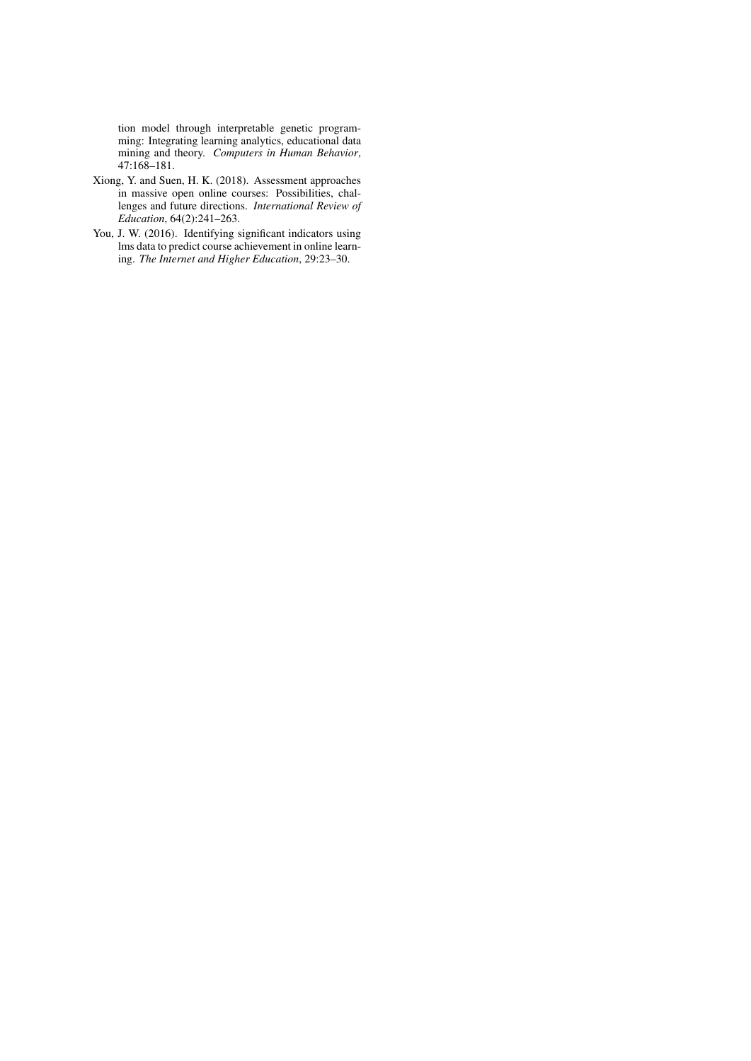tion model through interpretable genetic programming: Integrating learning analytics, educational data mining and theory. *Computers in Human Behavior*, 47:168–181.

Xiong, Y. and Suen, H. K. (2018). Assessment approaches in massive open online courses: Possibilities, challenges and future directions. *International Review of Education*, 64(2):241–263.

You, J. W. (2016). Identifying significant indicators using lms data to predict course achievement in online learning. *The Internet and Higher Education*, 29:23–30.